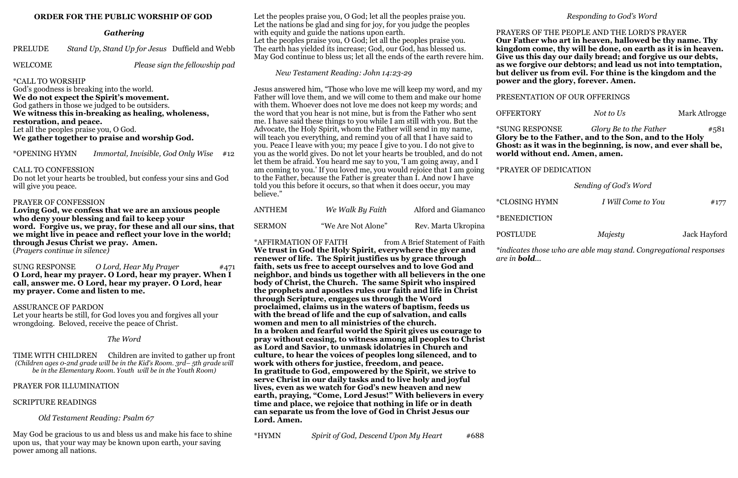# ORDER FOR THE PUBLIC WORSHIP OF GOD

## *Gathering*

PRELUDE *Stand Up, Stand Up for Jesus* Duffield and Webb

WELCOME *Please sign the fellowship pad*

*CALL TO WORSHIP
God's goodness is breaking into the world.
**We do not expect the Spirit's movement.**
God gathers in those we judged to be outsiders.
**We witness this in-breaking as healing, wholeness, restoration, and peace.**
Let all the peoples praise you, O God.
**We gather together to praise and worship God.**

*OPENING HYMN *Immortal, Invisible, God Only Wise* #12

CALL TO CONFESSION
Do not let your hearts be troubled, but confess your sins and God will give you peace.

PRAYER OF CONFESSION
**Loving God, we confess that we are an anxious people who deny your blessing and fail to keep your word. Forgive us, we pray, for these and all our sins, that we might live in peace and reflect your love in the world; through Jesus Christ we pray. Amen.**
(*Prayers continue in silence)*

SUNG RESPONSE *O Lord, Hear My Prayer* #471
**O Lord, hear my prayer. O Lord, hear my prayer. When I call, answer me. O Lord, hear my prayer. O Lord, hear my prayer. Come and listen to me.**

ASSURANCE OF PARDON
Let your hearts be still, for God loves you and forgives all your wrongdoing. Beloved, receive the peace of Christ.

## *The Word*

TIME WITH CHILDREN Children are invited to gather up front
*(Children ages 0-2nd grade will be in the Kid's Room. 3rd– 5th grade will be in the Elementary Room. Youth will be in the Youth Room)*

PRAYER FOR ILLUMINATION

SCRIPTURE READINGS

*Old Testament Reading: Psalm 67*

May God be gracious to us and bless us and make his face to shine upon us, that your way may be known upon earth, your saving power among all nations.
Let the peoples praise you, O God; let all the peoples praise you.
Let the nations be glad and sing for joy, for you judge the peoples with equity and guide the nations upon earth.
Let the peoples praise you, O God; let all the peoples praise you.
The earth has yielded its increase; God, our God, has blessed us.
May God continue to bless us; let all the ends of the earth revere him.

*New Testament Reading: John 14:23-29*

Jesus answered him, "Those who love me will keep my word, and my Father will love them, and we will come to them and make our home with them. Whoever does not love me does not keep my words; and the word that you hear is not mine, but is from the Father who sent me. I have said these things to you while I am still with you. But the Advocate, the Holy Spirit, whom the Father will send in my name, will teach you everything, and remind you of all that I have said to you. Peace I leave with you; my peace I give to you. I do not give to you as the world gives. Do not let your hearts be troubled, and do not let them be afraid. You heard me say to you, 'I am going away, and I am coming to you.' If you loved me, you would rejoice that I am going to the Father, because the Father is greater than I. And now I have told you this before it occurs, so that when it does occur, you may believe."

ANTHEM *We Walk By Faith* Alford and Giamanco

SERMON "We Are Not Alone" Rev. Marta Ukropina

*AFFIRMATION OF FAITH from A Brief Statement of Faith
**We trust in God the Holy Spirit, everywhere the giver and renewer of life. The Spirit justifies us by grace through faith, sets us free to accept ourselves and to love God and neighbor, and binds us together with all believers in the one body of Christ, the Church. The same Spirit who inspired the prophets and apostles rules our faith and life in Christ through Scripture, engages us through the Word proclaimed, claims us in the waters of baptism, feeds us with the bread of life and the cup of salvation, and calls women and men to all ministries of the church.**
**In a broken and fearful world the Spirit gives us courage to pray without ceasing, to witness among all peoples to Christ as Lord and Savior, to unmask idolatries in Church and culture, to hear the voices of peoples long silenced, and to work with others for justice, freedom, and peace.**
**In gratitude to God, empowered by the Spirit, we strive to serve Christ in our daily tasks and to live holy and joyful lives, even as we watch for God's new heaven and new earth, praying, "Come, Lord Jesus!" With believers in every time and place, we rejoice that nothing in life or in death can separate us from the love of God in Christ Jesus our Lord. Amen.**

*HYMN *Spirit of God, Descend Upon My Heart* #688

## *Responding to God's Word*

PRAYERS OF THE PEOPLE AND THE LORD'S PRAYER
**Our Father who art in heaven, hallowed be thy name. Thy kingdom come, thy will be done, on earth as it is in heaven. Give us this day our daily bread; and forgive us our debts, as we forgive our debtors; and lead us not into temptation, but deliver us from evil. For thine is the kingdom and the power and the glory, forever. Amen.**

PRESENTATION OF OUR OFFERINGS

OFFERTORY *Not to Us* Mark Atlrogge

*SUNG RESPONSE *Glory Be to the Father* #581
**Glory be to the Father, and to the Son, and to the Holy Ghost: as it was in the beginning, is now, and ever shall be, world without end. Amen, amen.**

*PRAYER OF DEDICATION

## *Sending of God's Word*

*CLOSING HYMN *I Will Come to You* #177

*BENEDICTION

POSTLUDE *Majesty* Jack Hayford

**indicates those who are able may stand. Congregational responses are in **bold**...*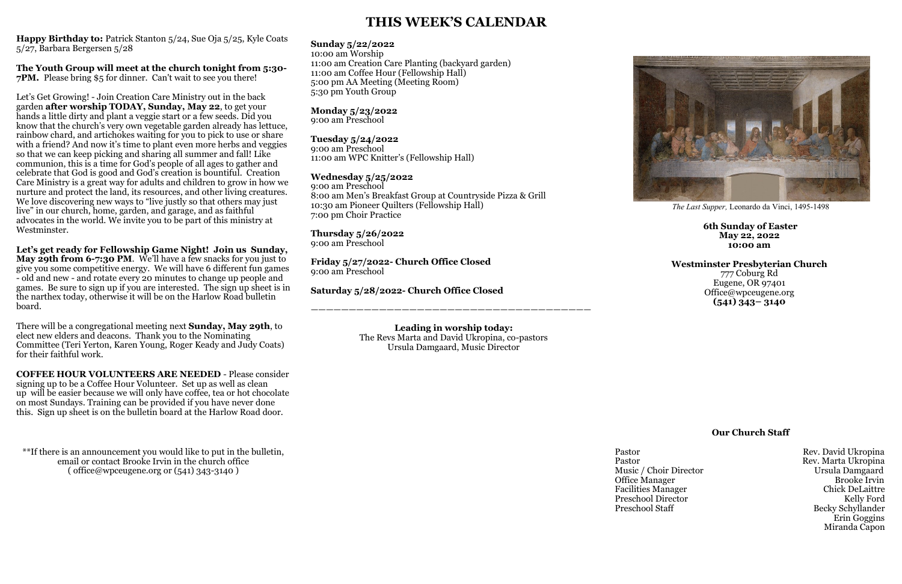# THIS WEEK'S CALENDAR

**Happy Birthday to:** Patrick Stanton 5/24, Sue Oja 5/25, Kyle Coats 5/27, Barbara Bergersen 5/28

**The Youth Group will meet at the church tonight from 5:30-7PM.** Please bring $5 for dinner. Can't wait to see you there!

Let's Get Growing! - Join Creation Care Ministry out in the back garden **after worship TODAY, Sunday, May 22**, to get your hands a little dirty and plant a veggie start or a few seeds. Did you know that the church's very own vegetable garden already has lettuce, rainbow chard, and artichokes waiting for you to pick to use or share with a friend? And now it's time to plant even more herbs and veggies so that we can keep picking and sharing all summer and fall! Like communion, this is a time for God's people of all ages to gather and celebrate that God is good and God's creation is bountiful. Creation Care Ministry is a great way for adults and children to grow in how we nurture and protect the land, its resources, and other living creatures. We love discovering new ways to "live justly so that others may just live" in our church, home, garden, and garage, and as faithful advocates in the world. We invite you to be part of this ministry at Westminster.

**Let's get ready for Fellowship Game Night! Join us Sunday, May 29th from 6-7:30 PM**. We'll have a few snacks for you just to give you some competitive energy. We will have 6 different fun games - old and new - and rotate every 20 minutes to change up people and games. Be sure to sign up if you are interested. The sign up sheet is in the narthex today, otherwise it will be on the Harlow Road bulletin board.

There will be a congregational meeting next **Sunday, May 29th**, to elect new elders and deacons. Thank you to the Nominating Committee (Teri Yerton, Karen Young, Roger Keady and Judy Coats) for their faithful work.

**COFFEE HOUR VOLUNTEERS ARE NEEDED** - Please consider signing up to be a Coffee Hour Volunteer. Set up as well as clean up will be easier because we will only have coffee, tea or hot chocolate on most Sundays. Training can be provided if you have never done this. Sign up sheet is on the bulletin board at the Harlow Road door.

**If there is an announcement you would like to put in the bulletin, email or contact Brooke Irvin in the church office ( office@wpceugene.org or (541) 343-3140 )

**Sunday 5/22/2022**
10:00 am Worship
11:00 am Creation Care Planting (backyard garden)
11:00 am Coffee Hour (Fellowship Hall)
5:00 pm AA Meeting (Meeting Room)
5:30 pm Youth Group

**Monday 5/23/2022**
9:00 am Preschool

**Tuesday 5/24/2022**
9:00 am Preschool
11:00 am WPC Knitter's (Fellowship Hall)

**Wednesday 5/25/2022**
9:00 am Preschool
8:00 am Men's Breakfast Group at Countryside Pizza & Grill
10:30 am Pioneer Quilters (Fellowship Hall)
7:00 pm Choir Practice

**Thursday 5/26/2022**
9:00 am Preschool

**Friday 5/27/2022- Church Office Closed**
9:00 am Preschool

**Saturday 5/28/2022- Church Office Closed**

---

**Leading in worship today:**
The Revs Marta and David Ukropina, co-pastors
Ursula Damgaard, Music Director

*The Last Supper,* Leonardo da Vinci, 1495-1498

**6th Sunday of Easter**
**May 22, 2022**
**10:00 am**

**Westminster Presbyterian Church**
777 Coburg Rd
Eugene, OR 97401
Office@wpceugene.org
**(541) 343– 3140**

**Our Church Staff**

| | |
|---|---|
| Pastor | Rev. David Ukropina |
| Pastor | Rev. Marta Ukropina |
| Music / Choir Director | Ursula Damgaard |
| Office Manager | Brooke Irvin |
| Facilities Manager | Chick DeLaittre |
| Preschool Director | Kelly Ford |
| Preschool Staff | Becky Schyllander |
| | Erin Goggins |
| | Miranda Capon |